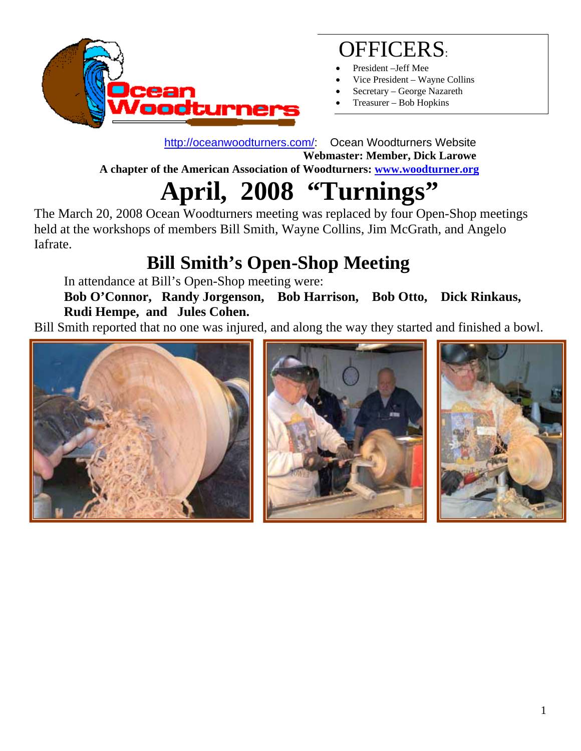## OFFICERS:

- President –Jeff Mee
- Vice President – Wayne Collins
- Secretary – George Nazareth
- Treasurer – Bob Hopkins

http://oceanwoodturners.com/: Ocean Woodturners Website

**Webmaster: Member, Dick Larowe**

**A chapter of the American Association of Woodturners: www.woodturner.org**

# April, 2008 "Turnings"

The March 20, 2008 Ocean Woodturners meeting was replaced by four Open-Shop meetings held at the workshops of members Bill Smith, Wayne Collins, Jim McGrath, and Angelo Iafrate.

## Bill Smith's Open-Shop Meeting

In attendance at Bill's Open-Shop meeting were:

**Bob O'Connor, Randy Jorgenson, Bob Harrison, Bob Otto, Dick Rinkaus, Rudi Hempe, and Jules Cohen.**

Bill Smith reported that no one was injured, and along the way they started and finished a bowl.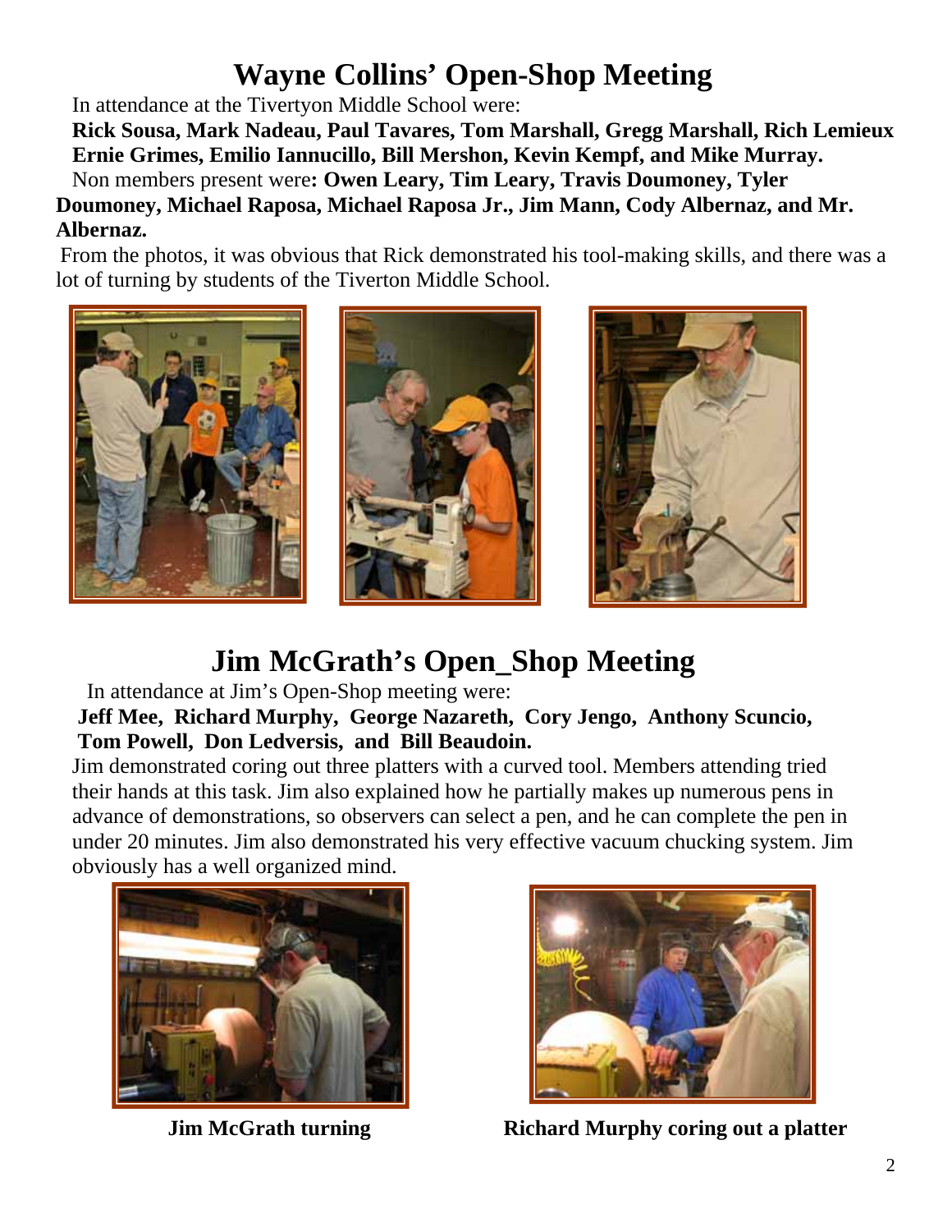# Wayne Collins' Open-Shop Meeting

In attendance at the Tivertyon Middle School were:

**Rick Sousa, Mark Nadeau, Paul Tavares, Tom Marshall, Gregg Marshall, Rich Lemieux Ernie Grimes, Emilio Iannucillo, Bill Mershon, Kevin Kempf, and Mike Murray.**

Non members present were**: Owen Leary, Tim Leary, Travis Doumoney, Tyler Doumoney, Michael Raposa, Michael Raposa Jr., Jim Mann, Cody Albernaz, and Mr. Albernaz.**

From the photos, it was obvious that Rick demonstrated his tool-making skills, and there was a lot of turning by students of the Tiverton Middle School.

# Jim McGrath's Open_Shop Meeting

In attendance at Jim's Open-Shop meeting were:

**Jeff Mee, Richard Murphy, George Nazareth, Cory Jengo, Anthony Scuncio, Tom Powell, Don Ledversis, and Bill Beaudoin.**

Jim demonstrated coring out three platters with a curved tool. Members attending tried their hands at this task. Jim also explained how he partially makes up numerous pens in advance of demonstrations, so observers can select a pen, and he can complete the pen in under 20 minutes. Jim also demonstrated his very effective vacuum chucking system. Jim obviously has a well organized mind.

**Jim McGrath turning**

**Richard Murphy coring out a platter**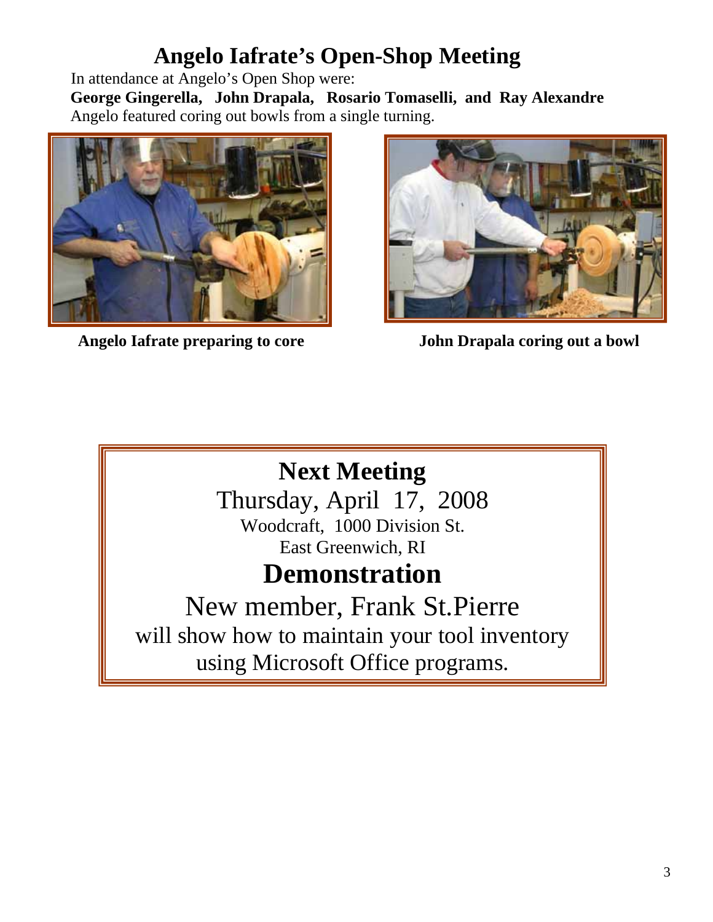# Angelo Iafrate's Open-Shop Meeting

In attendance at Angelo's Open Shop were:

**George Gingerella, John Drapala, Rosario Tomaselli, and Ray Alexandre**

Angelo featured coring out bowls from a single turning.

**Angelo Iafrate preparing to core**

**John Drapala coring out a bowl**

## Next Meeting

Thursday, April 17, 2008

Woodcraft, 1000 Division St.

East Greenwich, RI

## Demonstration

New member, Frank St.Pierre

will show how to maintain your tool inventory using Microsoft Office programs.